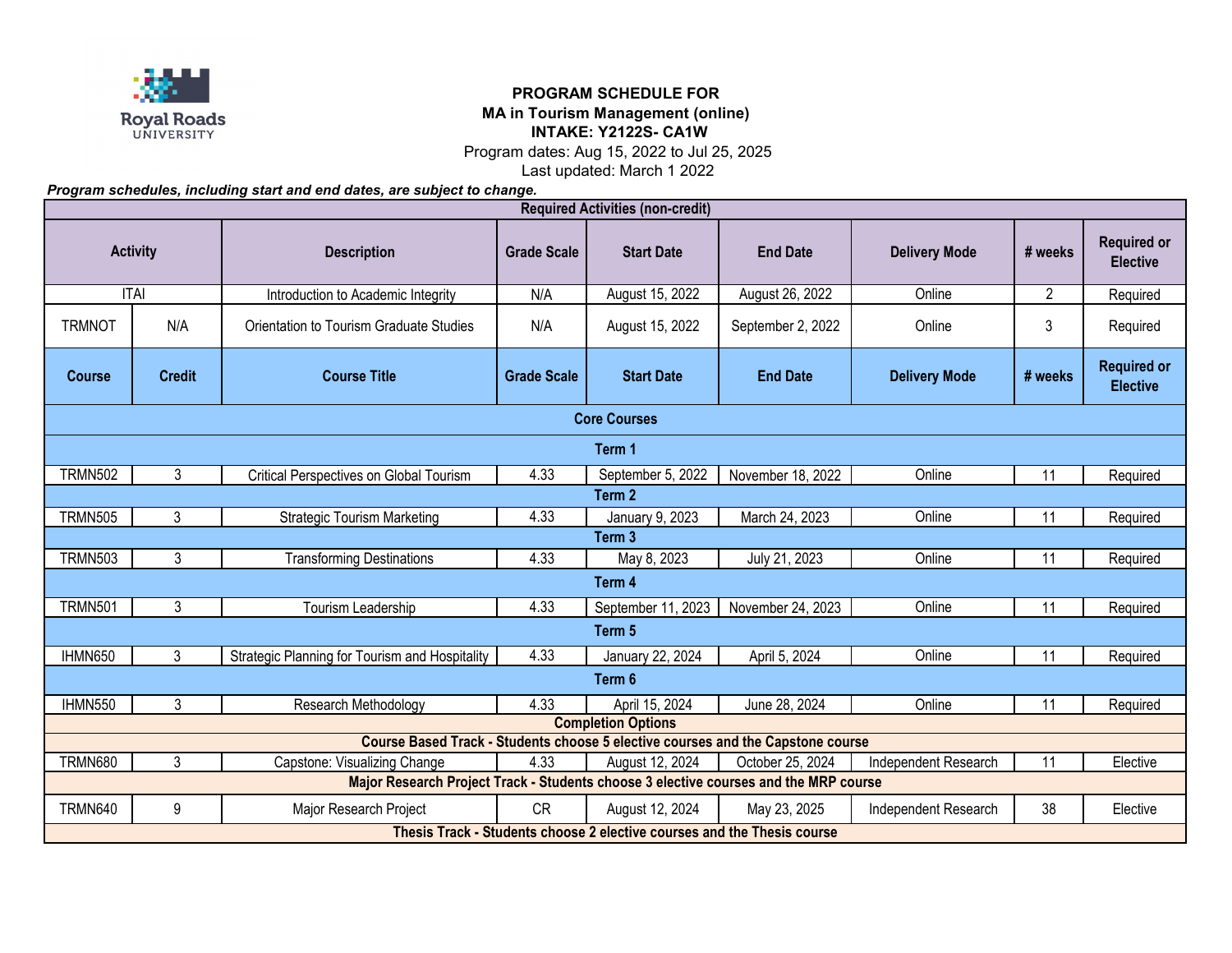**PROGRAM SCHEDULE FOR**
**MA in Tourism Management (online)**
**INTAKE: Y2122S- CA1W**
Program dates: Aug 15, 2022 to Jul 25, 2025
Last updated: March 1 2022

***Program schedules, including start and end dates, are subject to change.***

| Required Activities (non-credit) | | | | | | | | |
|---|---|---|---|---|---|---|---|---|
| **Activity** | | **Description** | **Grade Scale** | **Start Date** | **End Date** | **Delivery Mode** | **# weeks** | **Required or Elective** |
| ITAI | | Introduction to Academic Integrity | N/A | August 15, 2022 | August 26, 2022 | Online | 2 | Required |
| TRMNOT | N/A | Orientation to Tourism Graduate Studies | N/A | August 15, 2022 | September 2, 2022 | Online | 3 | Required |
| **Course** | **Credit** | **Course Title** | **Grade Scale** | **Start Date** | **End Date** | **Delivery Mode** | **# weeks** | **Required or Elective** |
| **Core Courses** | | | | | | | | |
| **Term 1** | | | | | | | | |
| TRMN502 | 3 | Critical Perspectives on Global Tourism | 4.33 | September 5, 2022 | November 18, 2022 | Online | 11 | Required |
| **Term 2** | | | | | | | | |
| TRMN505 | 3 | Strategic Tourism Marketing | 4.33 | January 9, 2023 | March 24, 2023 | Online | 11 | Required |
| **Term 3** | | | | | | | | |
| TRMN503 | 3 | Transforming Destinations | 4.33 | May 8, 2023 | July 21, 2023 | Online | 11 | Required |
| **Term 4** | | | | | | | | |
| TRMN501 | 3 | Tourism Leadership | 4.33 | September 11, 2023 | November 24, 2023 | Online | 11 | Required |
| **Term 5** | | | | | | | | |
| IHMN650 | 3 | Strategic Planning for Tourism and Hospitality | 4.33 | January 22, 2024 | April 5, 2024 | Online | 11 | Required |
| **Term 6** | | | | | | | | |
| IHMN550 | 3 | Research Methodology | 4.33 | April 15, 2024 | June 28, 2024 | Online | 11 | Required |
| **Completion Options** | | | | | | | | |
| **Course Based Track - Students choose 5 elective courses and the Capstone course** | | | | | | | | |
| TRMN680 | 3 | Capstone: Visualizing Change | 4.33 | August 12, 2024 | October 25, 2024 | Independent Research | 11 | Elective |
| **Major Research Project Track - Students choose 3 elective courses and the MRP course** | | | | | | | | |
| TRMN640 | 9 | Major Research Project | CR | August 12, 2024 | May 23, 2025 | Independent Research | 38 | Elective |
| **Thesis Track - Students choose 2 elective courses and the Thesis course** | | | | | | | | |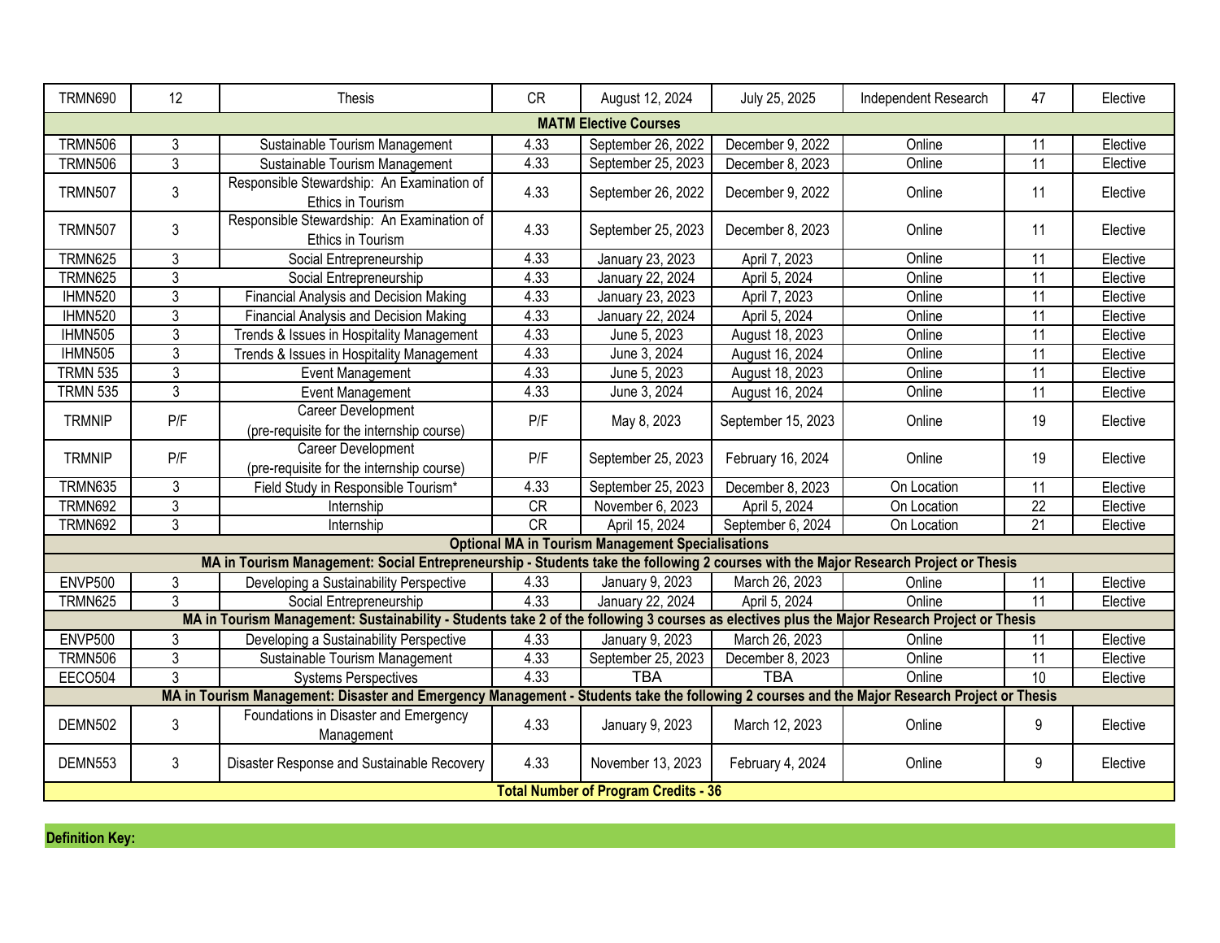| | | | | | | | | |
|---|---|---|---|---|---|---|---|---|
| TRMN690 | 12 | Thesis | CR | August 12, 2024 | July 25, 2025 | Independent Research | 47 | Elective |
| **MATM Elective Courses** | | | | | | | | |
| TRMN506 | 3 | Sustainable Tourism Management | 4.33 | September 26, 2022 | December 9, 2022 | Online | 11 | Elective |
| TRMN506 | 3 | Sustainable Tourism Management | 4.33 | September 25, 2023 | December 8, 2023 | Online | 11 | Elective |
| TRMN507 | 3 | Responsible Stewardship: An Examination of Ethics in Tourism | 4.33 | September 26, 2022 | December 9, 2022 | Online | 11 | Elective |
| TRMN507 | 3 | Responsible Stewardship: An Examination of Ethics in Tourism | 4.33 | September 25, 2023 | December 8, 2023 | Online | 11 | Elective |
| TRMN625 | 3 | Social Entrepreneurship | 4.33 | January 23, 2023 | April 7, 2023 | Online | 11 | Elective |
| TRMN625 | 3 | Social Entrepreneurship | 4.33 | January 22, 2024 | April 5, 2024 | Online | 11 | Elective |
| IHMN520 | 3 | Financial Analysis and Decision Making | 4.33 | January 23, 2023 | April 7, 2023 | Online | 11 | Elective |
| IHMN520 | 3 | Financial Analysis and Decision Making | 4.33 | January 22, 2024 | April 5, 2024 | Online | 11 | Elective |
| IHMN505 | 3 | Trends & Issues in Hospitality Management | 4.33 | June 5, 2023 | August 18, 2023 | Online | 11 | Elective |
| IHMN505 | 3 | Trends & Issues in Hospitality Management | 4.33 | June 3, 2024 | August 16, 2024 | Online | 11 | Elective |
| TRMN 535 | 3 | Event Management | 4.33 | June 5, 2023 | August 18, 2023 | Online | 11 | Elective |
| TRMN 535 | 3 | Event Management | 4.33 | June 3, 2024 | August 16, 2024 | Online | 11 | Elective |
| TRMNIP | P/F | Career Development (pre-requisite for the internship course) | P/F | May 8, 2023 | September 15, 2023 | Online | 19 | Elective |
| TRMNIP | P/F | Career Development (pre-requisite for the internship course) | P/F | September 25, 2023 | February 16, 2024 | Online | 19 | Elective |
| TRMN635 | 3 | Field Study in Responsible Tourism* | 4.33 | September 25, 2023 | December 8, 2023 | On Location | 11 | Elective |
| TRMN692 | 3 | Internship | CR | November 6, 2023 | April 5, 2024 | On Location | 22 | Elective |
| TRMN692 | 3 | Internship | CR | April 15, 2024 | September 6, 2024 | On Location | 21 | Elective |
| **Optional MA in Tourism Management Specialisations** | | | | | | | | |
| **MA in Tourism Management: Social Entrepreneurship - Students take the following 2 courses with the Major Research Project or Thesis** | | | | | | | | |
| ENVP500 | 3 | Developing a Sustainability Perspective | 4.33 | January 9, 2023 | March 26, 2023 | Online | 11 | Elective |
| TRMN625 | 3 | Social Entrepreneurship | 4.33 | January 22, 2024 | April 5, 2024 | Online | 11 | Elective |
| **MA in Tourism Management: Sustainability - Students take 2 of the following 3 courses as electives plus the Major Research Project or Thesis** | | | | | | | | |
| ENVP500 | 3 | Developing a Sustainability Perspective | 4.33 | January 9, 2023 | March 26, 2023 | Online | 11 | Elective |
| TRMN506 | 3 | Sustainable Tourism Management | 4.33 | September 25, 2023 | December 8, 2023 | Online | 11 | Elective |
| EECO504 | 3 | Systems Perspectives | 4.33 | TBA | TBA | Online | 10 | Elective |
| **MA in Tourism Management: Disaster and Emergency Management - Students take the following 2 courses and the Major Research Project or Thesis** | | | | | | | | |
| DEMN502 | 3 | Foundations in Disaster and Emergency Management | 4.33 | January 9, 2023 | March 12, 2023 | Online | 9 | Elective |
| DEMN553 | 3 | Disaster Response and Sustainable Recovery | 4.33 | November 13, 2023 | February 4, 2024 | Online | 9 | Elective |
| **Total Number of Program Credits - 36** | | | | | | | | |

**Definition Key:**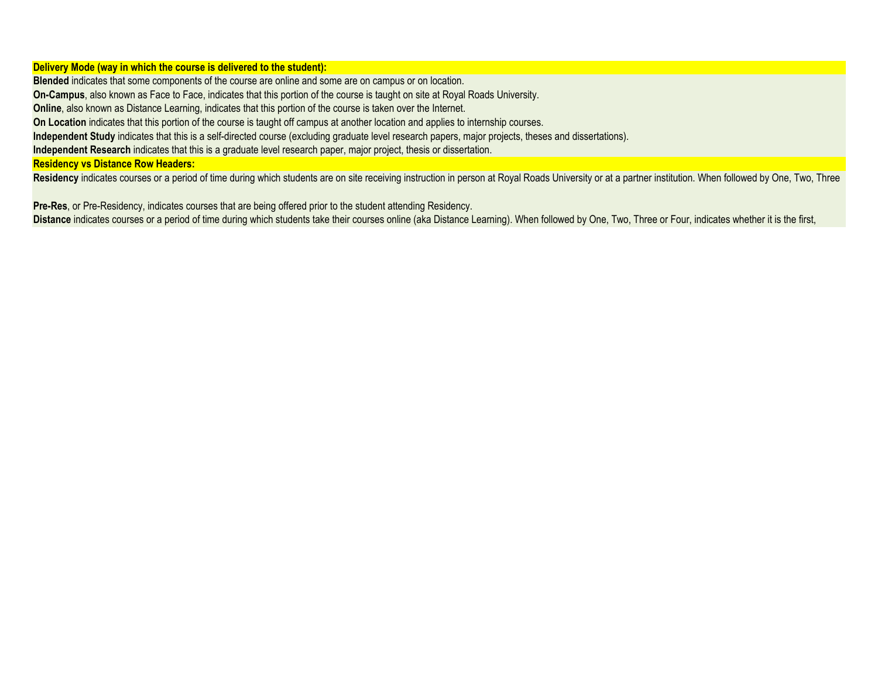**Delivery Mode (way in which the course is delivered to the student):**

**Blended** indicates that some components of the course are online and some are on campus or on location.

**On-Campus**, also known as Face to Face, indicates that this portion of the course is taught on site at Royal Roads University.

**Online**, also known as Distance Learning, indicates that this portion of the course is taken over the Internet.

**On Location** indicates that this portion of the course is taught off campus at another location and applies to internship courses.

**Independent Study** indicates that this is a self-directed course (excluding graduate level research papers, major projects, theses and dissertations).

**Independent Research** indicates that this is a graduate level research paper, major project, thesis or dissertation.

**Residency vs Distance Row Headers:**

**Residency** indicates courses or a period of time during which students are on site receiving instruction in person at Royal Roads University or at a partner institution. When followed by One, Two, Three

**Pre-Res**, or Pre-Residency, indicates courses that are being offered prior to the student attending Residency.

**Distance** indicates courses or a period of time during which students take their courses online (aka Distance Learning). When followed by One, Two, Three or Four, indicates whether it is the first,